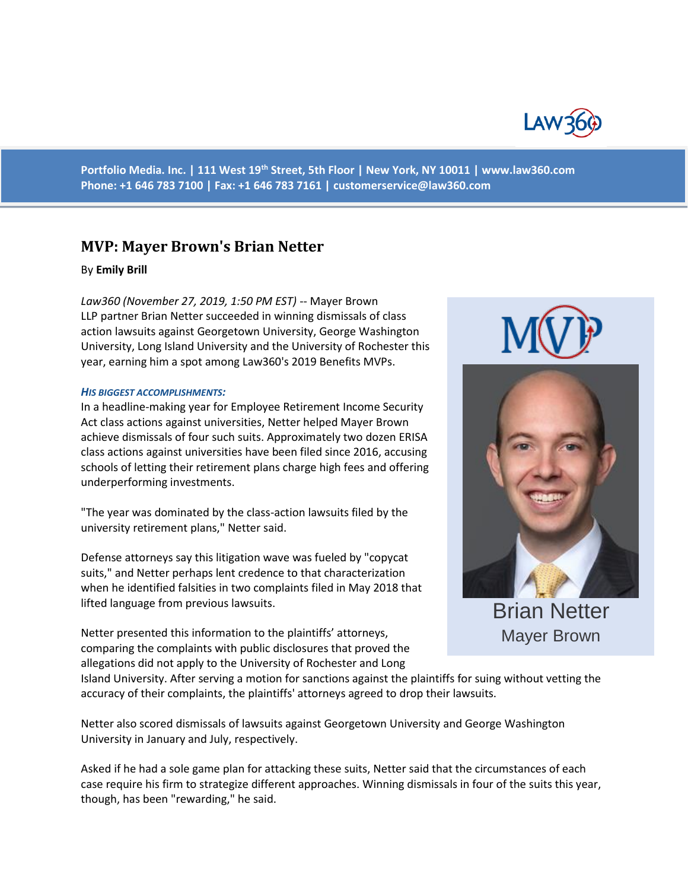Portfolio Media. Inc. | 111 West 19th Street, 5th Floor | New York, NY 10011 | www.law360.com
Phone: +1 646 783 7100 | Fax: +1 646 783 7161 | customerservice@law360.com

# MVP: Mayer Brown's Brian Netter

By **Emily Brill**

*Law360 (November 27, 2019, 1:50 PM EST)* -- Mayer Brown LLP partner Brian Netter succeeded in winning dismissals of class action lawsuits against Georgetown University, George Washington University, Long Island University and the University of Rochester this year, earning him a spot among Law360's 2019 Benefits MVPs.

Brian Netter
Mayer Brown

***His biggest accomplishments:***

In a headline-making year for Employee Retirement Income Security Act class actions against universities, Netter helped Mayer Brown achieve dismissals of four such suits. Approximately two dozen ERISA class actions against universities have been filed since 2016, accusing schools of letting their retirement plans charge high fees and offering underperforming investments.

"The year was dominated by the class-action lawsuits filed by the university retirement plans," Netter said.

Defense attorneys say this litigation wave was fueled by "copycat suits," and Netter perhaps lent credence to that characterization when he identified falsities in two complaints filed in May 2018 that lifted language from previous lawsuits.

Netter presented this information to the plaintiffs' attorneys, comparing the complaints with public disclosures that proved the allegations did not apply to the University of Rochester and Long Island University. After serving a motion for sanctions against the plaintiffs for suing without vetting the accuracy of their complaints, the plaintiffs' attorneys agreed to drop their lawsuits.

Netter also scored dismissals of lawsuits against Georgetown University and George Washington University in January and July, respectively.

Asked if he had a sole game plan for attacking these suits, Netter said that the circumstances of each case require his firm to strategize different approaches. Winning dismissals in four of the suits this year, though, has been "rewarding," he said.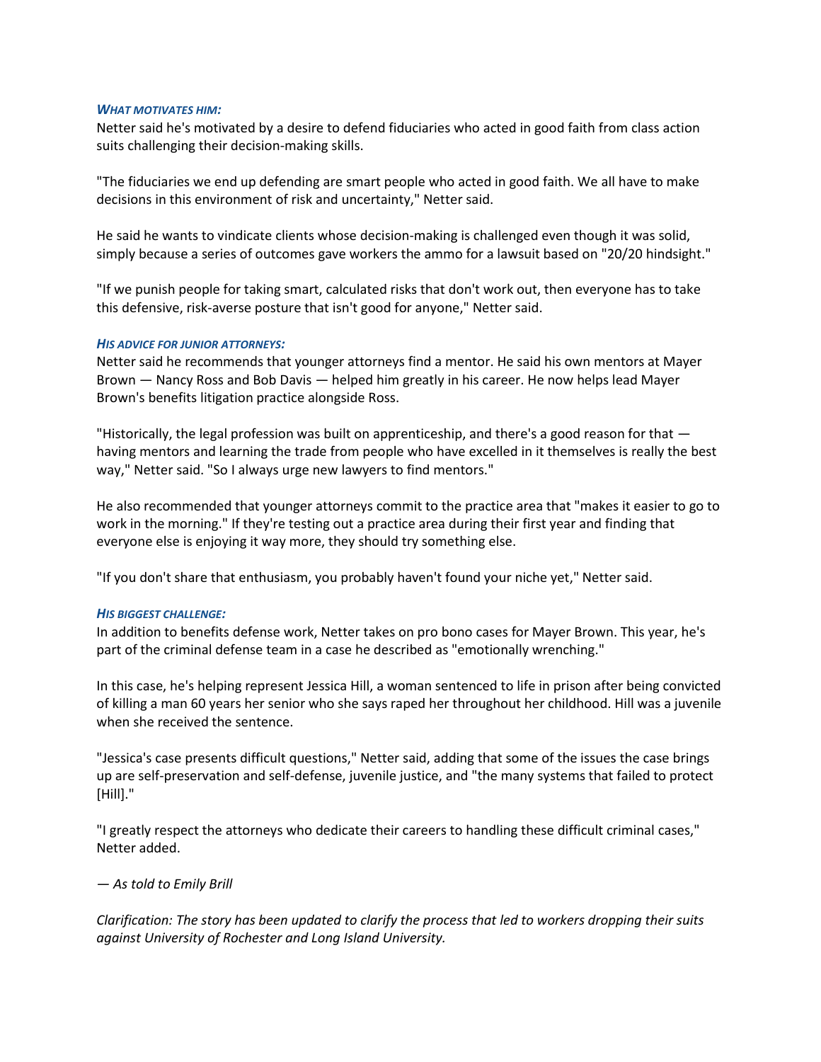***What motivates him:***

Netter said he's motivated by a desire to defend fiduciaries who acted in good faith from class action suits challenging their decision-making skills.

"The fiduciaries we end up defending are smart people who acted in good faith. We all have to make decisions in this environment of risk and uncertainty," Netter said.

He said he wants to vindicate clients whose decision-making is challenged even though it was solid, simply because a series of outcomes gave workers the ammo for a lawsuit based on "20/20 hindsight."

"If we punish people for taking smart, calculated risks that don't work out, then everyone has to take this defensive, risk-averse posture that isn't good for anyone," Netter said.

***His advice for junior attorneys:***

Netter said he recommends that younger attorneys find a mentor. He said his own mentors at Mayer Brown — Nancy Ross and Bob Davis — helped him greatly in his career. He now helps lead Mayer Brown's benefits litigation practice alongside Ross.

"Historically, the legal profession was built on apprenticeship, and there's a good reason for that — having mentors and learning the trade from people who have excelled in it themselves is really the best way," Netter said. "So I always urge new lawyers to find mentors."

He also recommended that younger attorneys commit to the practice area that "makes it easier to go to work in the morning." If they're testing out a practice area during their first year and finding that everyone else is enjoying it way more, they should try something else.

"If you don't share that enthusiasm, you probably haven't found your niche yet," Netter said.

***His biggest challenge:***

In addition to benefits defense work, Netter takes on pro bono cases for Mayer Brown. This year, he's part of the criminal defense team in a case he described as "emotionally wrenching."

In this case, he's helping represent Jessica Hill, a woman sentenced to life in prison after being convicted of killing a man 60 years her senior who she says raped her throughout her childhood. Hill was a juvenile when she received the sentence.

"Jessica's case presents difficult questions," Netter said, adding that some of the issues the case brings up are self-preservation and self-defense, juvenile justice, and "the many systems that failed to protect [Hill]."

"I greatly respect the attorneys who dedicate their careers to handling these difficult criminal cases," Netter added.

*— As told to Emily Brill*

*Clarification: The story has been updated to clarify the process that led to workers dropping their suits against University of Rochester and Long Island University.*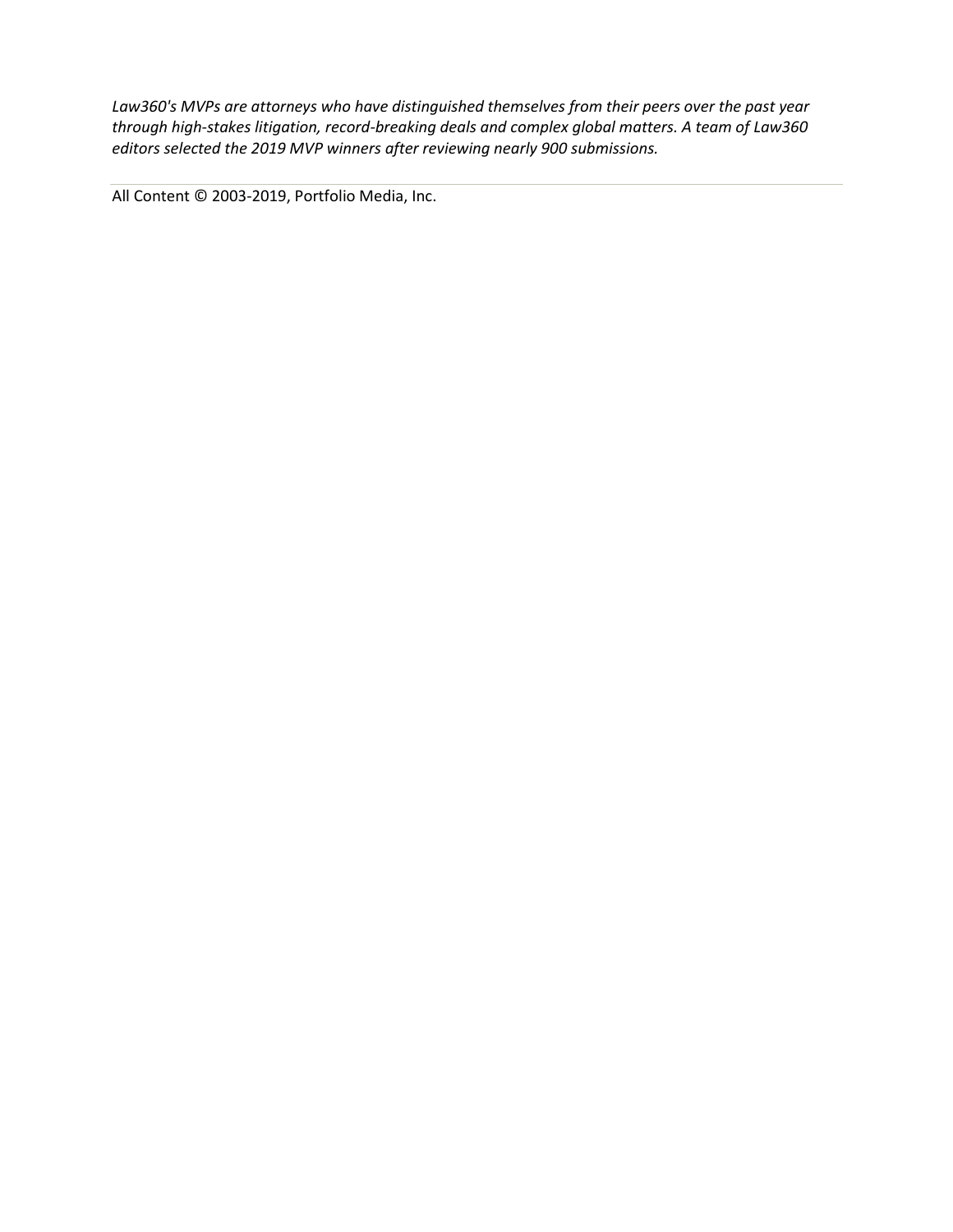*Law360's MVPs are attorneys who have distinguished themselves from their peers over the past year through high-stakes litigation, record-breaking deals and complex global matters. A team of Law360 editors selected the 2019 MVP winners after reviewing nearly 900 submissions.*

---

All Content © 2003-2019, Portfolio Media, Inc.